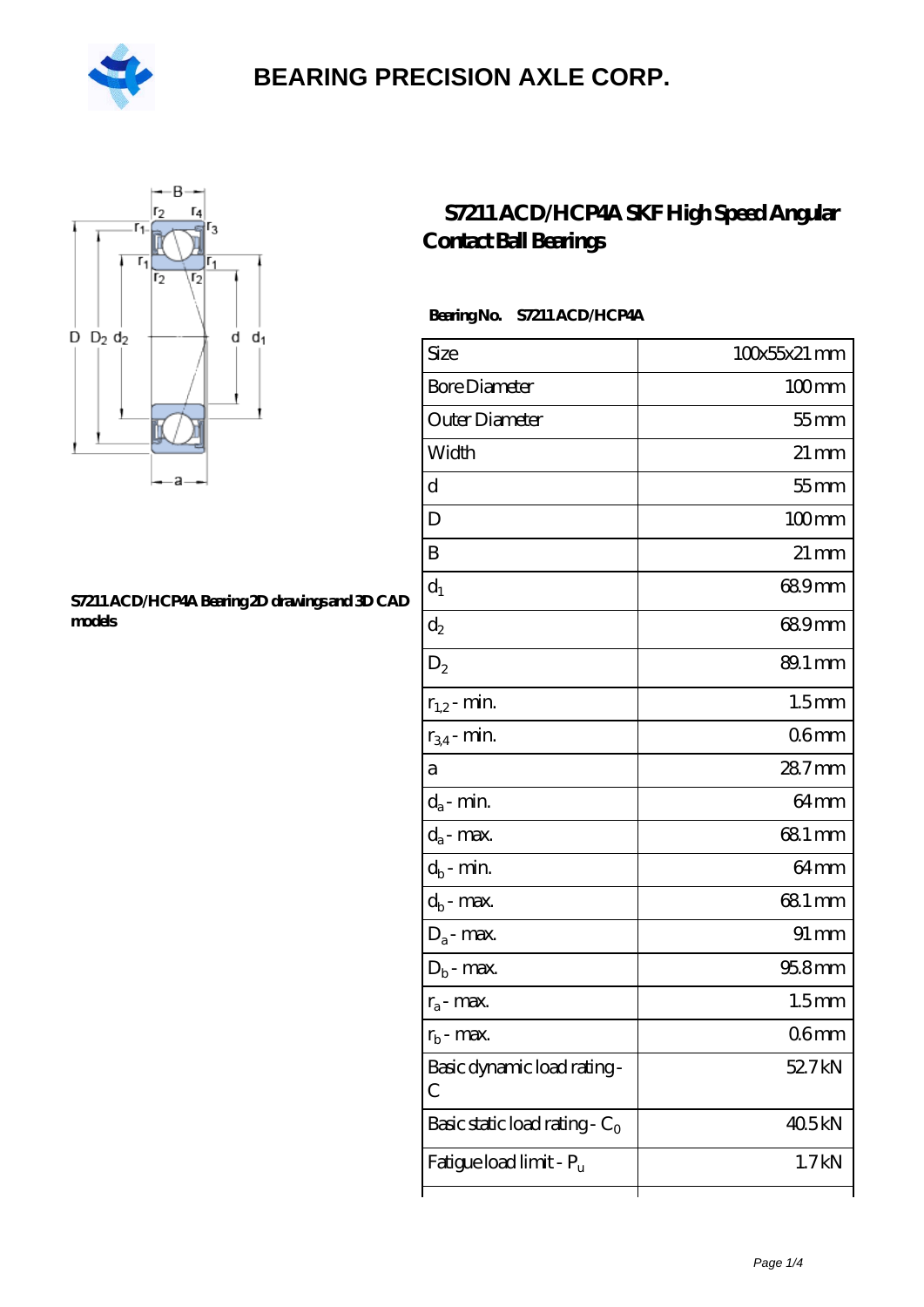# BEARING PRECISION AXLE CORP.

## S7211 ACD/HCP4A SKF High Speed Angular Contact Ball Bearings

S7211 ACD/HCP4A Bearing 2D drawings and 3D CAD models

**Bearing No.** S7211 ACD/HCP4A

| Size | 100x55x21 mm |
|---|---|
| Bore Diameter | 100 mm |
| Outer Diameter | 55 mm |
| Width | 21 mm |
| d | 55 mm |
| D | 100 mm |
| B | 21 mm |
| $d_1$ | 68.9 mm |
| $d_2$ | 68.9 mm |
| $D_2$ | 89.1 mm |
| $r_{1,2}$ - min. | 1.5 mm |
| $r_{3,4}$ - min. | 0.6 mm |
| a | 28.7 mm |
| $d_a$ - min. | 64 mm |
| $d_a$ - max. | 68.1 mm |
| $d_b$ - min. | 64 mm |
| $d_b$ - max. | 68.1 mm |
| $D_a$ - max. | 91 mm |
| $D_b$ - max. | 95.8 mm |
| $r_a$ - max. | 1.5 mm |
| $r_b$ - max. | 0.6 mm |
| Basic dynamic load rating - C | 52.7 kN |
| Basic static load rating - $C_0$ | 40.5 kN |
| Fatigue load limit - $P_u$ | 1.7 kN |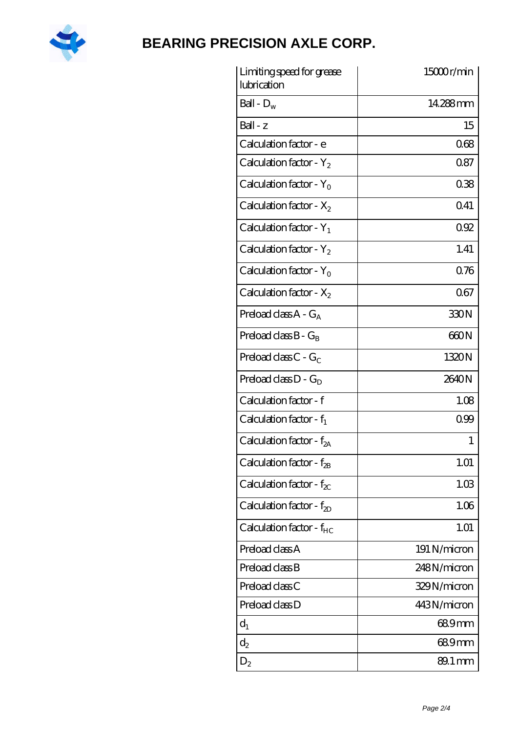| Limiting speed for grease lubrication | 15000 r/min |
|---|---|
| Ball - $D_w$ | 14.288 mm |
| Ball - z | 15 |
| Calculation factor - e | 0.68 |
| Calculation factor - $Y_2$ | 0.87 |
| Calculation factor - $Y_0$ | 0.38 |
| Calculation factor - $X_2$ | 0.41 |
| Calculation factor - $Y_1$ | 0.92 |
| Calculation factor - $Y_2$ | 1.41 |
| Calculation factor - $Y_0$ | 0.76 |
| Calculation factor - $X_2$ | 0.67 |
| Preload class A - $G_A$ | 330 N |
| Preload class B - $G_B$ | 660 N |
| Preload class C - $G_C$ | 1320 N |
| Preload class D - $G_D$ | 2640 N |
| Calculation factor - f | 1.08 |
| Calculation factor - $f_1$ | 0.99 |
| Calculation factor - $f_{2A}$ | 1 |
| Calculation factor - $f_{2B}$ | 1.01 |
| Calculation factor - $f_{2C}$ | 1.03 |
| Calculation factor - $f_{2D}$ | 1.06 |
| Calculation factor - $f_{HC}$ | 1.01 |
| Preload class A | 191 N/micron |
| Preload class B | 248 N/micron |
| Preload class C | 329 N/micron |
| Preload class D | 443 N/micron |
| $d_1$ | 68.9 mm |
| $d_2$ | 68.9 mm |
| $D_2$ | 89.1 mm |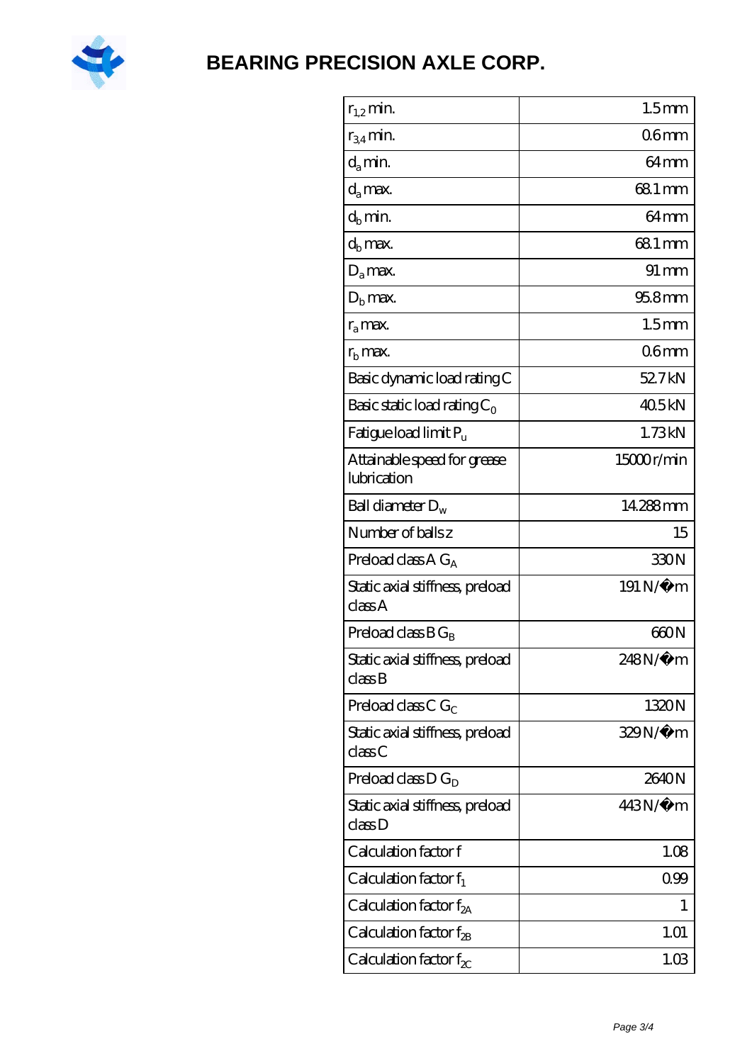# BEARING PRECISION AXLE CORP.

| | |
|---|---|
| $r_{1,2}$ min. | 1.5 mm |
| $r_{3,4}$ min. | 0.6 mm |
| $d_a$ min. | 64 mm |
| $d_a$ max. | 68.1 mm |
| $d_b$ min. | 64 mm |
| $d_b$ max. | 68.1 mm |
| $D_a$ max. | 91 mm |
| $D_b$ max. | 95.8 mm |
| $r_a$ max. | 1.5 mm |
| $r_b$ max. | 0.6 mm |
| Basic dynamic load rating C | 52.7 kN |
| Basic static load rating $C_0$ | 40.5 kN |
| Fatigue load limit $P_u$ | 1.73 kN |
| Attainable speed for grease lubrication | 15000 r/min |
| Ball diameter $D_w$ | 14.288 mm |
| Number of balls z | 15 |
| Preload class A $G_A$ | 330 N |
| Static axial stiffness, preload class A | 191 N/µm |
| Preload class B $G_B$ | 660 N |
| Static axial stiffness, preload class B | 248 N/µm |
| Preload class C $G_C$ | 1320 N |
| Static axial stiffness, preload class C | 329 N/µm |
| Preload class D $G_D$ | 2640 N |
| Static axial stiffness, preload class D | 443 N/µm |
| Calculation factor f | 1.08 |
| Calculation factor $f_1$ | 0.99 |
| Calculation factor $f_{2A}$ | 1 |
| Calculation factor $f_{2B}$ | 1.01 |
| Calculation factor $f_{2C}$ | 1.03 |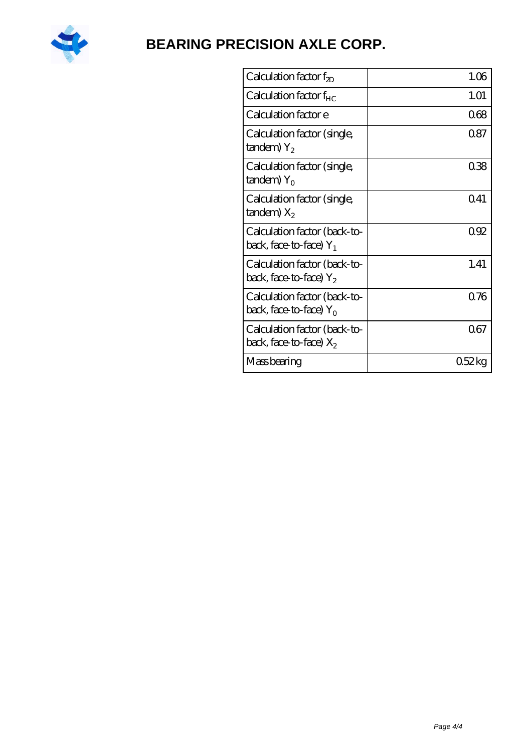# BEARING PRECISION AXLE CORP.

| | |
|---|---|
| Calculation factor $f_{2D}$ | 1.06 |
| Calculation factor $f_{HC}$ | 1.01 |
| Calculation factor e | 0.68 |
| Calculation factor (single, tandem) $Y_2$ | 0.87 |
| Calculation factor (single, tandem) $Y_0$ | 0.38 |
| Calculation factor (single, tandem) $X_2$ | 0.41 |
| Calculation factor (back-to-back, face-to-face) $Y_1$ | 0.92 |
| Calculation factor (back-to-back, face-to-face) $Y_2$ | 1.41 |
| Calculation factor (back-to-back, face-to-face) $Y_0$ | 0.76 |
| Calculation factor (back-to-back, face-to-face) $X_2$ | 0.67 |
| Mass bearing | 0.52 kg |